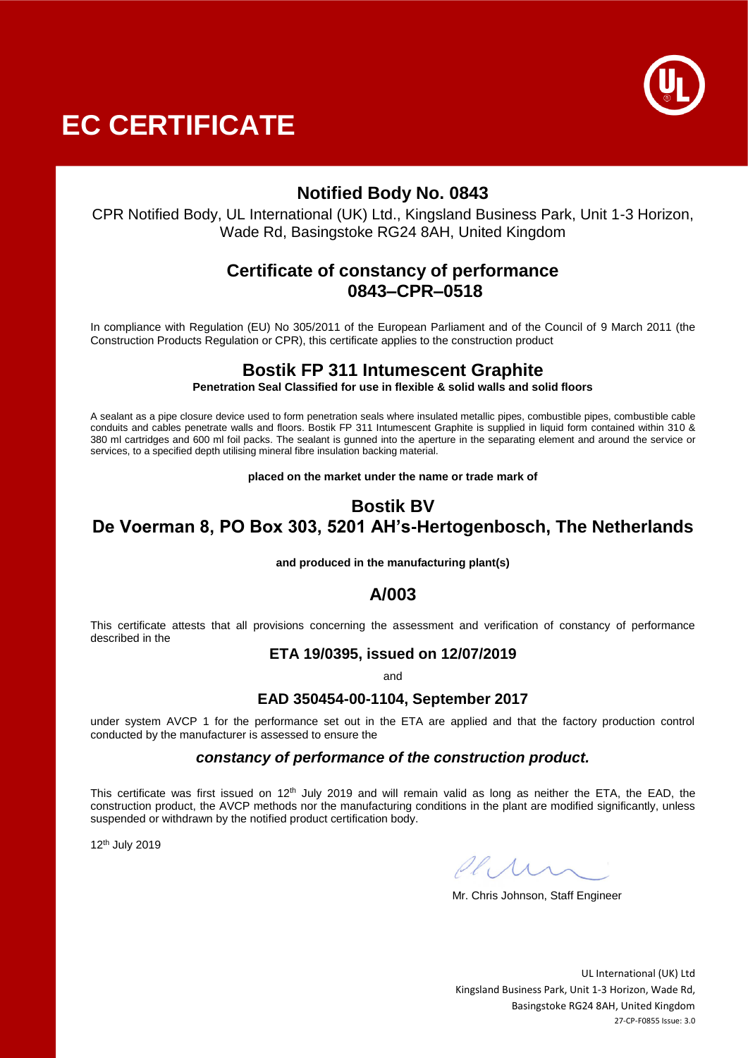# EC CERTIFICATE

## Notified Body No. 0843

CPR Notified Body, UL International (UK) Ltd., Kingsland Business Park, Unit 1-3 Horizon, Wade Rd, Basingstoke RG24 8AH, United Kingdom

## Certificate of constancy of performance
## 0843–CPR–0518

In compliance with Regulation (EU) No 305/2011 of the European Parliament and of the Council of 9 March 2011 (the Construction Products Regulation or CPR), this certificate applies to the construction product

## Bostik FP 311 Intumescent Graphite

**Penetration Seal Classified for use in flexible & solid walls and solid floors**

A sealant as a pipe closure device used to form penetration seals where insulated metallic pipes, combustible pipes, combustible cable conduits and cables penetrate walls and floors. Bostik FP 311 Intumescent Graphite is supplied in liquid form contained within 310 & 380 ml cartridges and 600 ml foil packs. The sealant is gunned into the aperture in the separating element and around the service or services, to a specified depth utilising mineral fibre insulation backing material.

**placed on the market under the name or trade mark of**

## Bostik BV
## De Voerman 8, PO Box 303, 5201 AH's-Hertogenbosch, The Netherlands

**and produced in the manufacturing plant(s)**

## A/003

This certificate attests that all provisions concerning the assessment and verification of constancy of performance described in the

### ETA 19/0395, issued on 12/07/2019

and

### EAD 350454-00-1104, September 2017

under system AVCP 1 for the performance set out in the ETA are applied and that the factory production control conducted by the manufacturer is assessed to ensure the

***constancy of performance of the construction product.***

This certificate was first issued on 12th July 2019 and will remain valid as long as neither the ETA, the EAD, the construction product, the AVCP methods nor the manufacturing conditions in the plant are modified significantly, unless suspended or withdrawn by the notified product certification body.

12th July 2019

Mr. Chris Johnson, Staff Engineer

UL International (UK) Ltd
Kingsland Business Park, Unit 1-3 Horizon, Wade Rd,
Basingstoke RG24 8AH, United Kingdom
27-CP-F0855 Issue: 3.0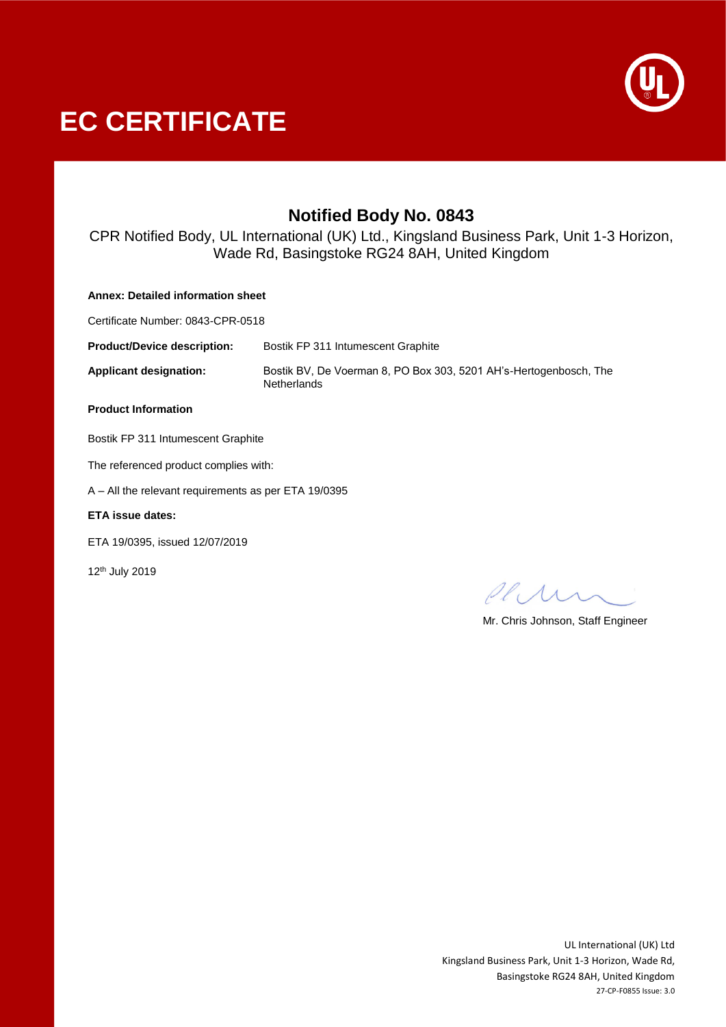# EC CERTIFICATE

## Notified Body No. 0843

CPR Notified Body, UL International (UK) Ltd., Kingsland Business Park, Unit 1-3 Horizon, Wade Rd, Basingstoke RG24 8AH, United Kingdom

**Annex: Detailed information sheet**

Certificate Number: 0843-CPR-0518

**Product/Device description:** Bostik FP 311 Intumescent Graphite

**Applicant designation:** Bostik BV, De Voerman 8, PO Box 303, 5201 AH's-Hertogenbosch, The Netherlands

**Product Information**

Bostik FP 311 Intumescent Graphite

The referenced product complies with:

A – All the relevant requirements as per ETA 19/0395

**ETA issue dates:**

ETA 19/0395, issued 12/07/2019

12th July 2019

Mr. Chris Johnson, Staff Engineer

UL International (UK) Ltd
Kingsland Business Park, Unit 1-3 Horizon, Wade Rd,
Basingstoke RG24 8AH, United Kingdom
27-CP-F0855 Issue: 3.0